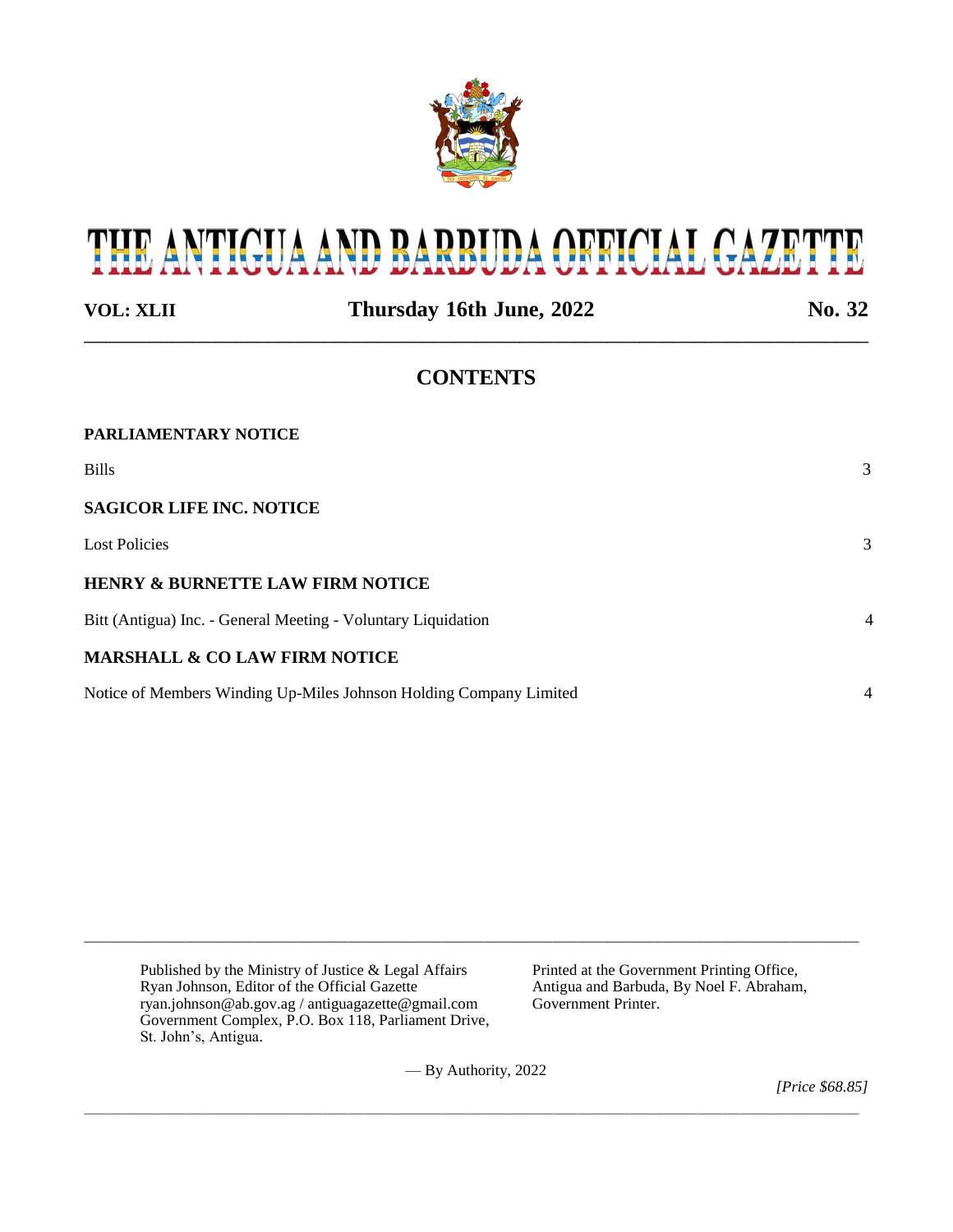# THE ANTIGUA AND BARBUDA OFFICIAL GAZETTE

**VOL: XLII** | **Thursday 16th June, 2022** | **No. 32**

## CONTENTS

**PARLIAMENTARY NOTICE**

Bills 3

**SAGICOR LIFE INC. NOTICE**

Lost Policies 3

**HENRY & BURNETTE LAW FIRM NOTICE**

Bitt (Antigua) Inc. - General Meeting - Voluntary Liquidation 4

**MARSHALL & CO LAW FIRM NOTICE**

Notice of Members Winding Up-Miles Johnson Holding Company Limited 4

---

Published by the Ministry of Justice & Legal Affairs
Ryan Johnson, Editor of the Official Gazette
ryan.johnson@ab.gov.ag / antiguagazette@gmail.com
Government Complex, P.O. Box 118, Parliament Drive,
St. John's, Antigua.

Printed at the Government Printing Office,
Antigua and Barbuda, By Noel F. Abraham,
Government Printer.

— By Authority, 2022

*[Price $68.85]*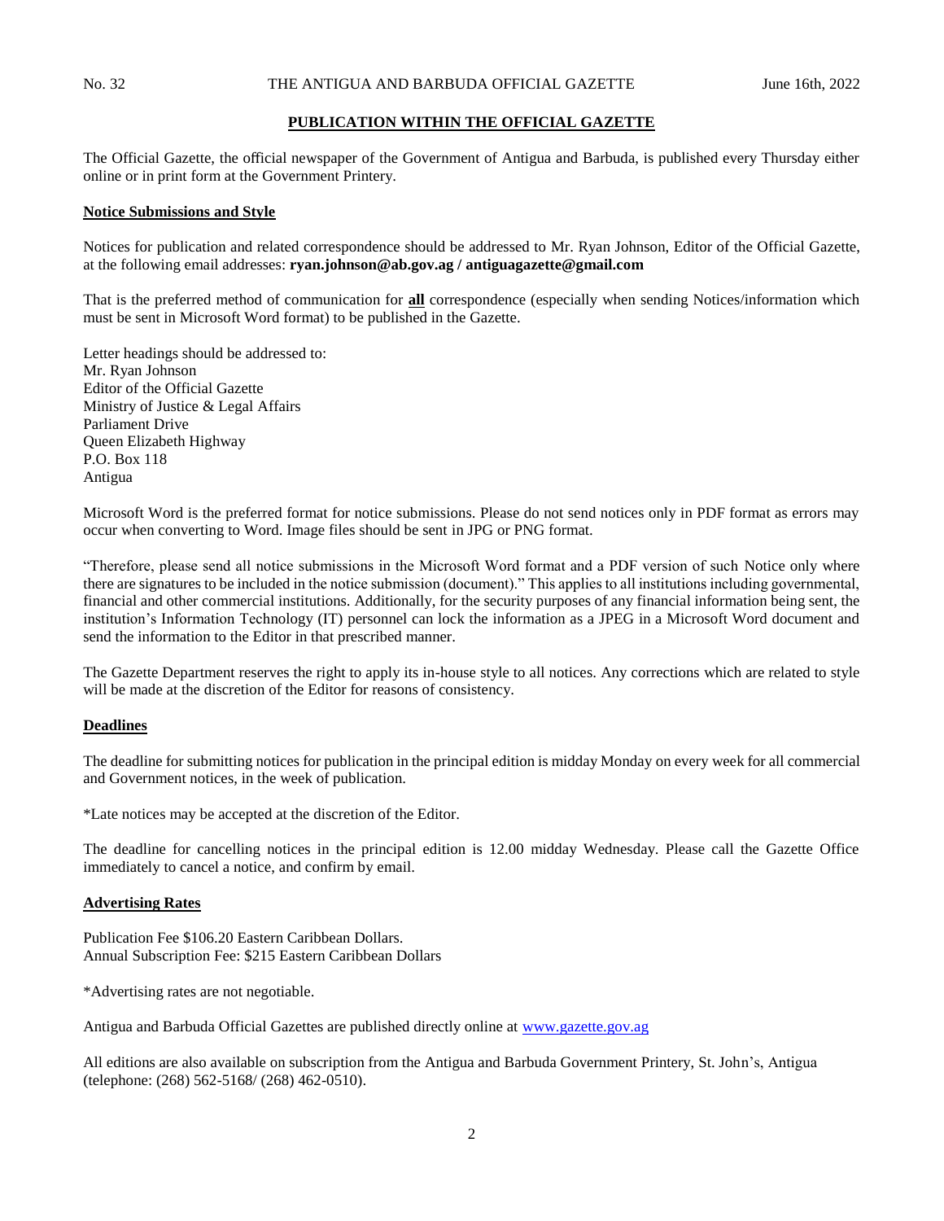## PUBLICATION WITHIN THE OFFICIAL GAZETTE

The Official Gazette, the official newspaper of the Government of Antigua and Barbuda, is published every Thursday either online or in print form at the Government Printery.

### Notice Submissions and Style

Notices for publication and related correspondence should be addressed to Mr. Ryan Johnson, Editor of the Official Gazette, at the following email addresses: **ryan.johnson@ab.gov.ag / antiguagazette@gmail.com**

That is the preferred method of communication for **all** correspondence (especially when sending Notices/information which must be sent in Microsoft Word format) to be published in the Gazette.

Letter headings should be addressed to:
Mr. Ryan Johnson
Editor of the Official Gazette
Ministry of Justice & Legal Affairs
Parliament Drive
Queen Elizabeth Highway
P.O. Box 118
Antigua

Microsoft Word is the preferred format for notice submissions. Please do not send notices only in PDF format as errors may occur when converting to Word. Image files should be sent in JPG or PNG format.

"Therefore, please send all notice submissions in the Microsoft Word format and a PDF version of such Notice only where there are signatures to be included in the notice submission (document)." This applies to all institutions including governmental, financial and other commercial institutions. Additionally, for the security purposes of any financial information being sent, the institution's Information Technology (IT) personnel can lock the information as a JPEG in a Microsoft Word document and send the information to the Editor in that prescribed manner.

The Gazette Department reserves the right to apply its in-house style to all notices. Any corrections which are related to style will be made at the discretion of the Editor for reasons of consistency.

### Deadlines

The deadline for submitting notices for publication in the principal edition is midday Monday on every week for all commercial and Government notices, in the week of publication.

*Late notices may be accepted at the discretion of the Editor.

The deadline for cancelling notices in the principal edition is 12.00 midday Wednesday. Please call the Gazette Office immediately to cancel a notice, and confirm by email.

### Advertising Rates

Publication Fee $106.20 Eastern Caribbean Dollars.
Annual Subscription Fee: $215 Eastern Caribbean Dollars

*Advertising rates are not negotiable.

Antigua and Barbuda Official Gazettes are published directly online at [www.gazette.gov.ag](http://www.gazette.gov.ag)

All editions are also available on subscription from the Antigua and Barbuda Government Printery, St. John's, Antigua (telephone: (268) 562-5168/ (268) 462-0510).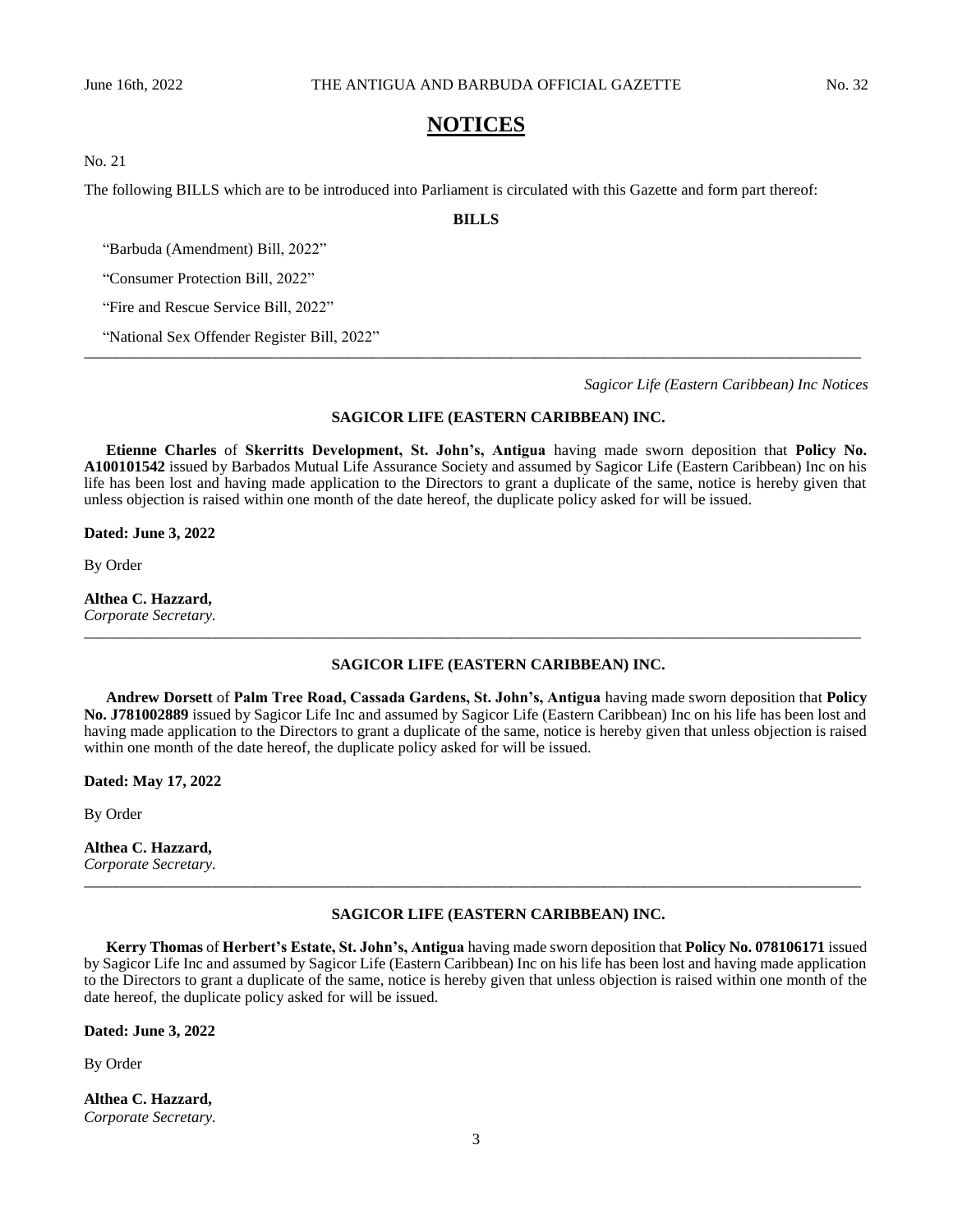# NOTICES

No. 21

The following BILLS which are to be introduced into Parliament is circulated with this Gazette and form part thereof:

**BILLS**

"Barbuda (Amendment) Bill, 2022"

"Consumer Protection Bill, 2022"

"Fire and Rescue Service Bill, 2022"

"National Sex Offender Register Bill, 2022"

---

*Sagicor Life (Eastern Caribbean) Inc Notices*

**SAGICOR LIFE (EASTERN CARIBBEAN) INC.**

**Etienne Charles** of **Skerritts Development, St. John's, Antigua** having made sworn deposition that **Policy No. A100101542** issued by Barbados Mutual Life Assurance Society and assumed by Sagicor Life (Eastern Caribbean) Inc on his life has been lost and having made application to the Directors to grant a duplicate of the same, notice is hereby given that unless objection is raised within one month of the date hereof, the duplicate policy asked for will be issued.

**Dated: June 3, 2022**

By Order

**Althea C. Hazzard,**
*Corporate Secretary.*

---

**SAGICOR LIFE (EASTERN CARIBBEAN) INC.**

**Andrew Dorsett** of **Palm Tree Road, Cassada Gardens, St. John's, Antigua** having made sworn deposition that **Policy No. J781002889** issued by Sagicor Life Inc and assumed by Sagicor Life (Eastern Caribbean) Inc on his life has been lost and having made application to the Directors to grant a duplicate of the same, notice is hereby given that unless objection is raised within one month of the date hereof, the duplicate policy asked for will be issued.

**Dated: May 17, 2022**

By Order

**Althea C. Hazzard,**
*Corporate Secretary.*

---

**SAGICOR LIFE (EASTERN CARIBBEAN) INC.**

**Kerry Thomas** of **Herbert's Estate, St. John's, Antigua** having made sworn deposition that **Policy No. 078106171** issued by Sagicor Life Inc and assumed by Sagicor Life (Eastern Caribbean) Inc on his life has been lost and having made application to the Directors to grant a duplicate of the same, notice is hereby given that unless objection is raised within one month of the date hereof, the duplicate policy asked for will be issued.

**Dated: June 3, 2022**

By Order

**Althea C. Hazzard,**
*Corporate Secretary.*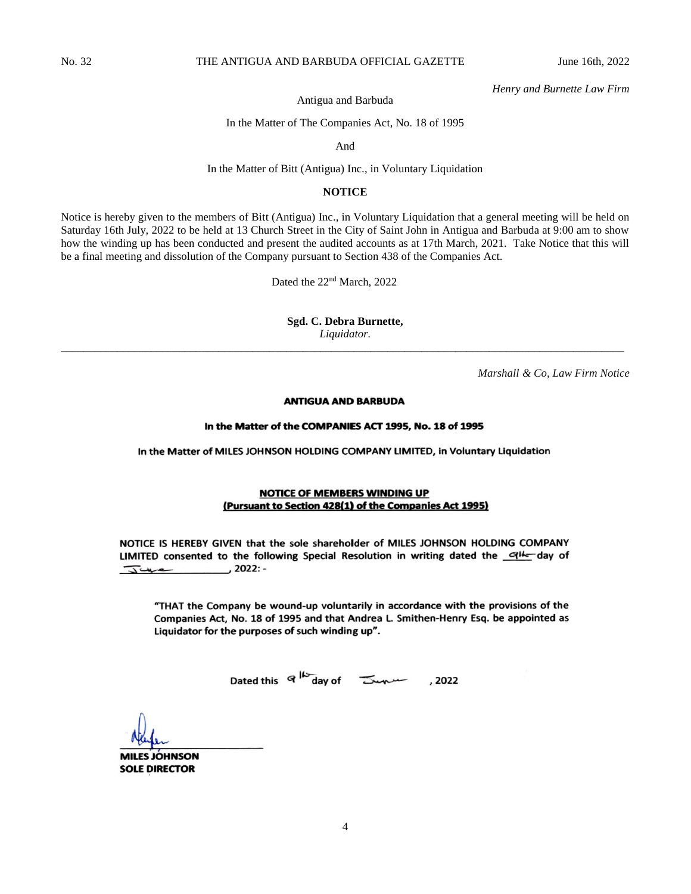*Henry and Burnette Law Firm*

Antigua and Barbuda

In the Matter of The Companies Act, No. 18 of 1995

And

In the Matter of Bitt (Antigua) Inc., in Voluntary Liquidation

**NOTICE**

Notice is hereby given to the members of Bitt (Antigua) Inc., in Voluntary Liquidation that a general meeting will be held on Saturday 16th July, 2022 to be held at 13 Church Street in the City of Saint John in Antigua and Barbuda at 9:00 am to show how the winding up has been conducted and present the audited accounts as at 17th March, 2021. Take Notice that this will be a final meeting and dissolution of the Company pursuant to Section 438 of the Companies Act.

Dated the 22nd March, 2022

**Sgd. C. Debra Burnette,**
*Liquidator.*

---

*Marshall & Co, Law Firm Notice*

**ANTIGUA AND BARBUDA**

**In the Matter of the COMPANIES ACT 1995, No. 18 of 1995**

**In the Matter of MILES JOHNSON HOLDING COMPANY LIMITED, in Voluntary Liquidation**

**NOTICE OF MEMBERS WINDING UP**
**(Pursuant to Section 428(1) of the Companies Act 1995)**

**NOTICE IS HEREBY GIVEN that the sole shareholder of MILES JOHNSON HOLDING COMPANY LIMITED consented to the following Special Resolution in writing dated the 9th day of June, 2022: -**

**"THAT the Company be wound-up voluntarily in accordance with the provisions of the Companies Act, No. 18 of 1995 and that Andrea L. Smithen-Henry Esq. be appointed as Liquidator for the purposes of such winding up".**

**Dated this 9th day of June, 2022**

**MILES JOHNSON**
**SOLE DIRECTOR**